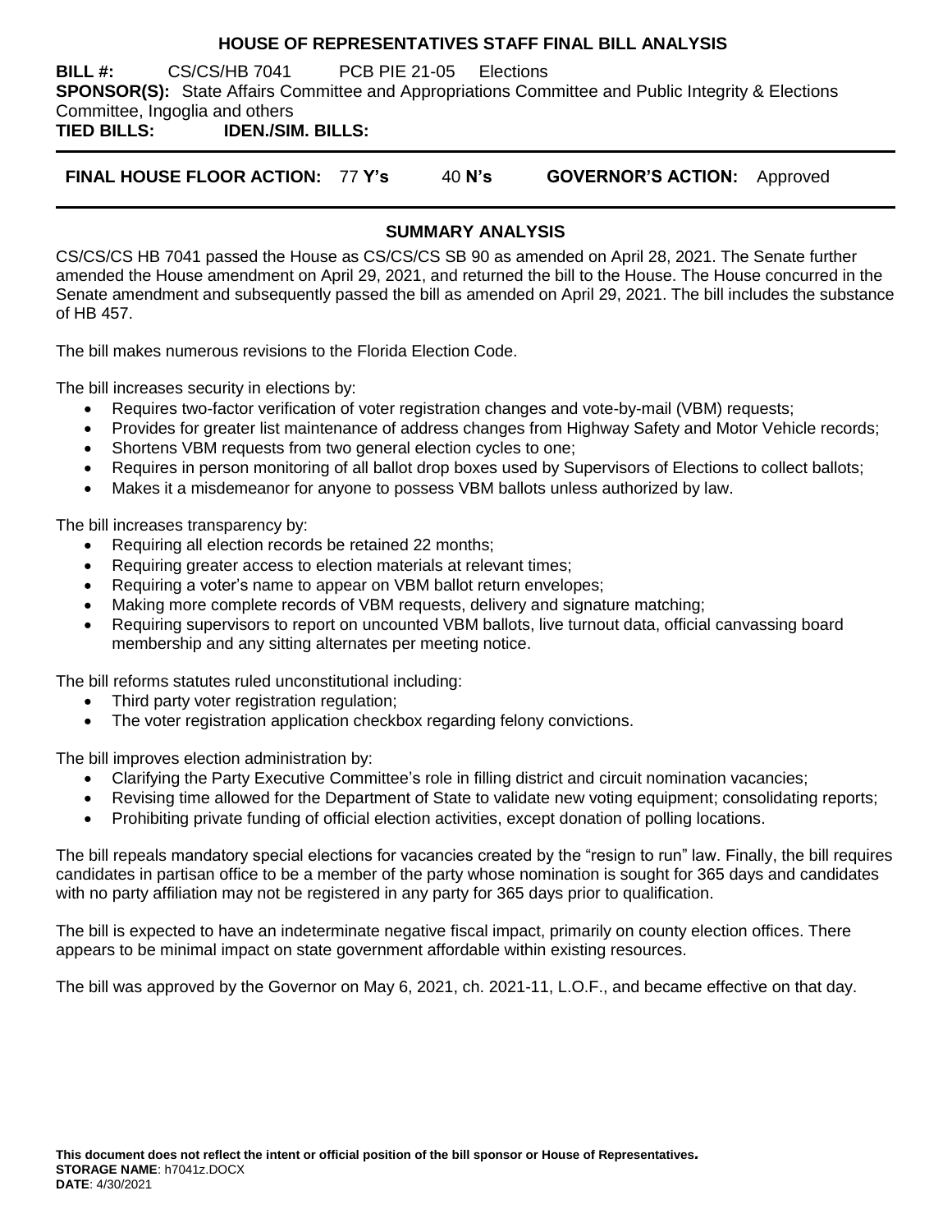# HOUSE OF REPRESENTATIVES STAFF FINAL BILL ANALYSIS

**BILL #:** CS/CS/HB 7041 PCB PIE 21-05 Elections

**SPONSOR(S):** State Affairs Committee and Appropriations Committee and Public Integrity & Elections Committee, Ingoglia and others

**TIED BILLS:** **IDEN./SIM. BILLS:**

**FINAL HOUSE FLOOR ACTION:** 77 **Y's** 40 **N's** **GOVERNOR'S ACTION:** Approved

## SUMMARY ANALYSIS

CS/CS/CS HB 7041 passed the House as CS/CS/CS SB 90 as amended on April 28, 2021. The Senate further amended the House amendment on April 29, 2021, and returned the bill to the House. The House concurred in the Senate amendment and subsequently passed the bill as amended on April 29, 2021. The bill includes the substance of HB 457.

The bill makes numerous revisions to the Florida Election Code.

The bill increases security in elections by:

- Requires two-factor verification of voter registration changes and vote-by-mail (VBM) requests;
- Provides for greater list maintenance of address changes from Highway Safety and Motor Vehicle records;
- Shortens VBM requests from two general election cycles to one;
- Requires in person monitoring of all ballot drop boxes used by Supervisors of Elections to collect ballots;
- Makes it a misdemeanor for anyone to possess VBM ballots unless authorized by law.

The bill increases transparency by:

- Requiring all election records be retained 22 months;
- Requiring greater access to election materials at relevant times;
- Requiring a voter's name to appear on VBM ballot return envelopes;
- Making more complete records of VBM requests, delivery and signature matching;
- Requiring supervisors to report on uncounted VBM ballots, live turnout data, official canvassing board membership and any sitting alternates per meeting notice.

The bill reforms statutes ruled unconstitutional including:

- Third party voter registration regulation;
- The voter registration application checkbox regarding felony convictions.

The bill improves election administration by:

- Clarifying the Party Executive Committee's role in filling district and circuit nomination vacancies;
- Revising time allowed for the Department of State to validate new voting equipment; consolidating reports;
- Prohibiting private funding of official election activities, except donation of polling locations.

The bill repeals mandatory special elections for vacancies created by the "resign to run" law. Finally, the bill requires candidates in partisan office to be a member of the party whose nomination is sought for 365 days and candidates with no party affiliation may not be registered in any party for 365 days prior to qualification.

The bill is expected to have an indeterminate negative fiscal impact, primarily on county election offices. There appears to be minimal impact on state government affordable within existing resources.

The bill was approved by the Governor on May 6, 2021, ch. 2021-11, L.O.F., and became effective on that day.

**This document does not reflect the intent or official position of the bill sponsor or House of Representatives.**
**STORAGE NAME**: h7041z.DOCX
**DATE**: 4/30/2021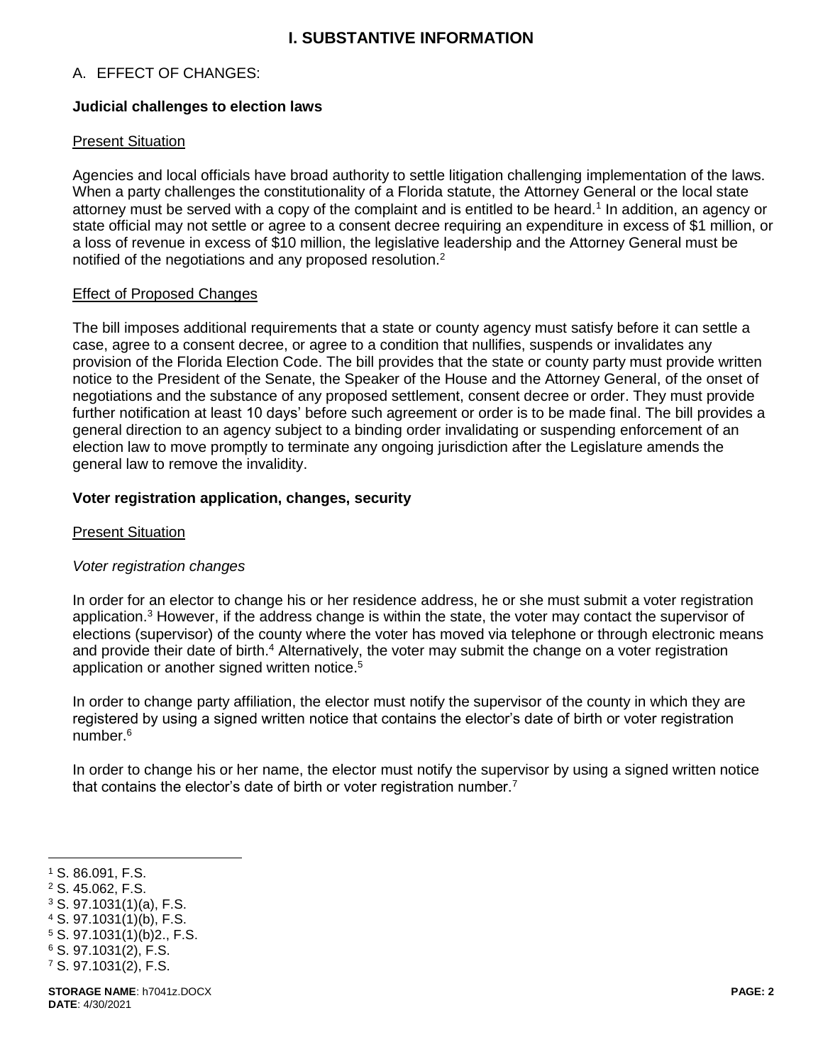# I. SUBSTANTIVE INFORMATION

## A. EFFECT OF CHANGES:

### Judicial challenges to election laws

Present Situation

Agencies and local officials have broad authority to settle litigation challenging implementation of the laws. When a party challenges the constitutionality of a Florida statute, the Attorney General or the local state attorney must be served with a copy of the complaint and is entitled to be heard.[1] In addition, an agency or state official may not settle or agree to a consent decree requiring an expenditure in excess of $1 million, or a loss of revenue in excess of $10 million, the legislative leadership and the Attorney General must be notified of the negotiations and any proposed resolution.[2]

Effect of Proposed Changes

The bill imposes additional requirements that a state or county agency must satisfy before it can settle a case, agree to a consent decree, or agree to a condition that nullifies, suspends or invalidates any provision of the Florida Election Code. The bill provides that the state or county party must provide written notice to the President of the Senate, the Speaker of the House and the Attorney General, of the onset of negotiations and the substance of any proposed settlement, consent decree or order. They must provide further notification at least 10 days' before such agreement or order is to be made final. The bill provides a general direction to an agency subject to a binding order invalidating or suspending enforcement of an election law to move promptly to terminate any ongoing jurisdiction after the Legislature amends the general law to remove the invalidity.

### Voter registration application, changes, security

Present Situation

*Voter registration changes*

In order for an elector to change his or her residence address, he or she must submit a voter registration application.[3] However, if the address change is within the state, the voter may contact the supervisor of elections (supervisor) of the county where the voter has moved via telephone or through electronic means and provide their date of birth.[4] Alternatively, the voter may submit the change on a voter registration application or another signed written notice.[5]

In order to change party affiliation, the elector must notify the supervisor of the county in which they are registered by using a signed written notice that contains the elector's date of birth or voter registration number.[6]

In order to change his or her name, the elector must notify the supervisor by using a signed written notice that contains the elector's date of birth or voter registration number.[7]

---

[1] S. 86.091, F.S.
[2] S. 45.062, F.S.
[3] S. 97.1031(1)(a), F.S.
[4] S. 97.1031(1)(b), F.S.
[5] S. 97.1031(1)(b)2., F.S.
[6] S. 97.1031(2), F.S.
[7] S. 97.1031(2), F.S.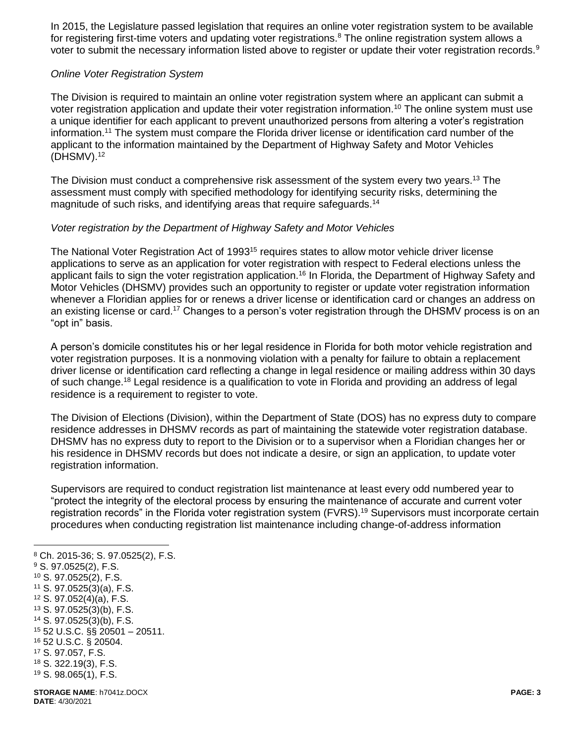In 2015, the Legislature passed legislation that requires an online voter registration system to be available for registering first-time voters and updating voter registrations.[8] The online registration system allows a voter to submit the necessary information listed above to register or update their voter registration records.[9]

*Online Voter Registration System*

The Division is required to maintain an online voter registration system where an applicant can submit a voter registration application and update their voter registration information.[10] The online system must use a unique identifier for each applicant to prevent unauthorized persons from altering a voter's registration information.[11] The system must compare the Florida driver license or identification card number of the applicant to the information maintained by the Department of Highway Safety and Motor Vehicles (DHSMV).[12]

The Division must conduct a comprehensive risk assessment of the system every two years.[13] The assessment must comply with specified methodology for identifying security risks, determining the magnitude of such risks, and identifying areas that require safeguards.[14]

*Voter registration by the Department of Highway Safety and Motor Vehicles*

The National Voter Registration Act of 1993[15] requires states to allow motor vehicle driver license applications to serve as an application for voter registration with respect to Federal elections unless the applicant fails to sign the voter registration application.[16] In Florida, the Department of Highway Safety and Motor Vehicles (DHSMV) provides such an opportunity to register or update voter registration information whenever a Floridian applies for or renews a driver license or identification card or changes an address on an existing license or card.[17] Changes to a person's voter registration through the DHSMV process is on an "opt in" basis.

A person's domicile constitutes his or her legal residence in Florida for both motor vehicle registration and voter registration purposes. It is a nonmoving violation with a penalty for failure to obtain a replacement driver license or identification card reflecting a change in legal residence or mailing address within 30 days of such change.[18] Legal residence is a qualification to vote in Florida and providing an address of legal residence is a requirement to register to vote.

The Division of Elections (Division), within the Department of State (DOS) has no express duty to compare residence addresses in DHSMV records as part of maintaining the statewide voter registration database. DHSMV has no express duty to report to the Division or to a supervisor when a Floridian changes her or his residence in DHSMV records but does not indicate a desire, or sign an application, to update voter registration information.

Supervisors are required to conduct registration list maintenance at least every odd numbered year to "protect the integrity of the electoral process by ensuring the maintenance of accurate and current voter registration records" in the Florida voter registration system (FVRS).[19] Supervisors must incorporate certain procedures when conducting registration list maintenance including change-of-address information

---

[8] Ch. 2015-36; S. 97.0525(2), F.S.
[9] S. 97.0525(2), F.S.
[10] S. 97.0525(2), F.S.
[11] S. 97.0525(3)(a), F.S.
[12] S. 97.052(4)(a), F.S.
[13] S. 97.0525(3)(b), F.S.
[14] S. 97.0525(3)(b), F.S.
[15] 52 U.S.C. §§ 20501 – 20511.
[16] 52 U.S.C. § 20504.
[17] S. 97.057, F.S.
[18] S. 322.19(3), F.S.
[19] S. 98.065(1), F.S.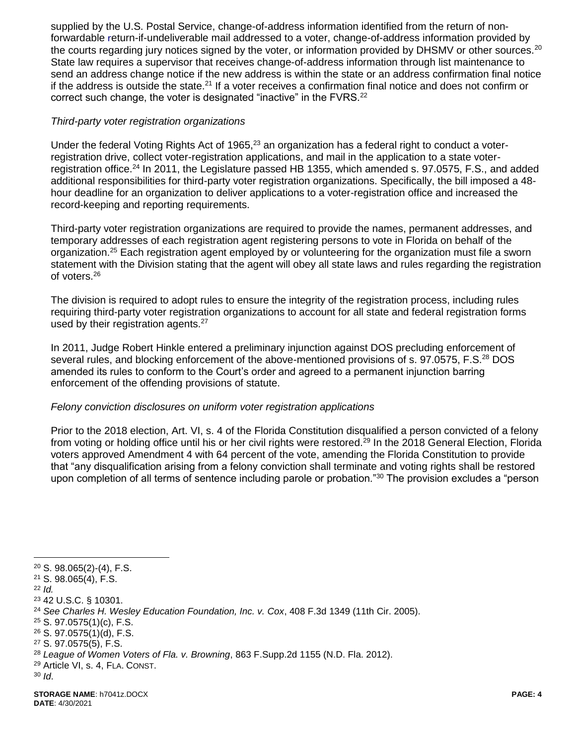supplied by the U.S. Postal Service, change-of-address information identified from the return of non-forwardable return-if-undeliverable mail addressed to a voter, change-of-address information provided by the courts regarding jury notices signed by the voter, or information provided by DHSMV or other sources.[20] State law requires a supervisor that receives change-of-address information through list maintenance to send an address change notice if the new address is within the state or an address confirmation final notice if the address is outside the state.[21] If a voter receives a confirmation final notice and does not confirm or correct such change, the voter is designated "inactive" in the FVRS.[22]

*Third-party voter registration organizations*

Under the federal Voting Rights Act of 1965,[23] an organization has a federal right to conduct a voter-registration drive, collect voter-registration applications, and mail in the application to a state voter-registration office.[24] In 2011, the Legislature passed HB 1355, which amended s. 97.0575, F.S., and added additional responsibilities for third-party voter registration organizations. Specifically, the bill imposed a 48-hour deadline for an organization to deliver applications to a voter-registration office and increased the record-keeping and reporting requirements.

Third-party voter registration organizations are required to provide the names, permanent addresses, and temporary addresses of each registration agent registering persons to vote in Florida on behalf of the organization.[25] Each registration agent employed by or volunteering for the organization must file a sworn statement with the Division stating that the agent will obey all state laws and rules regarding the registration of voters.[26]

The division is required to adopt rules to ensure the integrity of the registration process, including rules requiring third-party voter registration organizations to account for all state and federal registration forms used by their registration agents.[27]

In 2011, Judge Robert Hinkle entered a preliminary injunction against DOS precluding enforcement of several rules, and blocking enforcement of the above-mentioned provisions of s. 97.0575, F.S.[28] DOS amended its rules to conform to the Court's order and agreed to a permanent injunction barring enforcement of the offending provisions of statute.

*Felony conviction disclosures on uniform voter registration applications*

Prior to the 2018 election, Art. VI, s. 4 of the Florida Constitution disqualified a person convicted of a felony from voting or holding office until his or her civil rights were restored.[29] In the 2018 General Election, Florida voters approved Amendment 4 with 64 percent of the vote, amending the Florida Constitution to provide that "any disqualification arising from a felony conviction shall terminate and voting rights shall be restored upon completion of all terms of sentence including parole or probation."[30] The provision excludes a "person

---

[20] S. 98.065(2)-(4), F.S.
[21] S. 98.065(4), F.S.
[22] *Id.*
[23] 42 U.S.C. § 10301.
[24] *See Charles H. Wesley Education Foundation, Inc. v. Cox*, 408 F.3d 1349 (11th Cir. 2005).
[25] S. 97.0575(1)(c), F.S.
[26] S. 97.0575(1)(d), F.S.
[27] S. 97.0575(5), F.S.
[28] *League of Women Voters of Fla. v. Browning*, 863 F.Supp.2d 1155 (N.D. Fla. 2012).
[29] Article VI, s. 4, FLA. CONST.
[30] *Id*.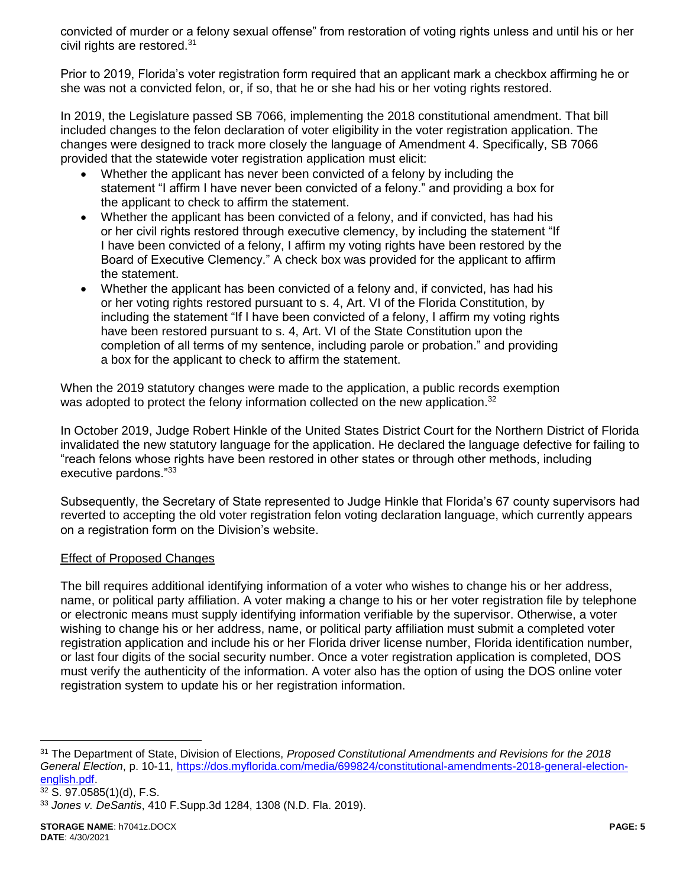convicted of murder or a felony sexual offense" from restoration of voting rights unless and until his or her civil rights are restored.[31]

Prior to 2019, Florida's voter registration form required that an applicant mark a checkbox affirming he or she was not a convicted felon, or, if so, that he or she had his or her voting rights restored.

In 2019, the Legislature passed SB 7066, implementing the 2018 constitutional amendment. That bill included changes to the felon declaration of voter eligibility in the voter registration application. The changes were designed to track more closely the language of Amendment 4. Specifically, SB 7066 provided that the statewide voter registration application must elicit:

- Whether the applicant has never been convicted of a felony by including the statement "I affirm I have never been convicted of a felony." and providing a box for the applicant to check to affirm the statement.
- Whether the applicant has been convicted of a felony, and if convicted, has had his or her civil rights restored through executive clemency, by including the statement "If I have been convicted of a felony, I affirm my voting rights have been restored by the Board of Executive Clemency." A check box was provided for the applicant to affirm the statement.
- Whether the applicant has been convicted of a felony and, if convicted, has had his or her voting rights restored pursuant to s. 4, Art. VI of the Florida Constitution, by including the statement "If I have been convicted of a felony, I affirm my voting rights have been restored pursuant to s. 4, Art. VI of the State Constitution upon the completion of all terms of my sentence, including parole or probation." and providing a box for the applicant to check to affirm the statement.

When the 2019 statutory changes were made to the application, a public records exemption was adopted to protect the felony information collected on the new application.[32]

In October 2019, Judge Robert Hinkle of the United States District Court for the Northern District of Florida invalidated the new statutory language for the application. He declared the language defective for failing to "reach felons whose rights have been restored in other states or through other methods, including executive pardons."[33]

Subsequently, the Secretary of State represented to Judge Hinkle that Florida's 67 county supervisors had reverted to accepting the old voter registration felon voting declaration language, which currently appears on a registration form on the Division's website.

Effect of Proposed Changes

The bill requires additional identifying information of a voter who wishes to change his or her address, name, or political party affiliation. A voter making a change to his or her voter registration file by telephone or electronic means must supply identifying information verifiable by the supervisor. Otherwise, a voter wishing to change his or her address, name, or political party affiliation must submit a completed voter registration application and include his or her Florida driver license number, Florida identification number, or last four digits of the social security number. Once a voter registration application is completed, DOS must verify the authenticity of the information. A voter also has the option of using the DOS online voter registration system to update his or her registration information.

---

[31] The Department of State, Division of Elections, *Proposed Constitutional Amendments and Revisions for the 2018 General Election*, p. 10-11, https://dos.myflorida.com/media/699824/constitutional-amendments-2018-general-election-english.pdf.

[32] S. 97.0585(1)(d), F.S.

[33] *Jones v. DeSantis*, 410 F.Supp.3d 1284, 1308 (N.D. Fla. 2019).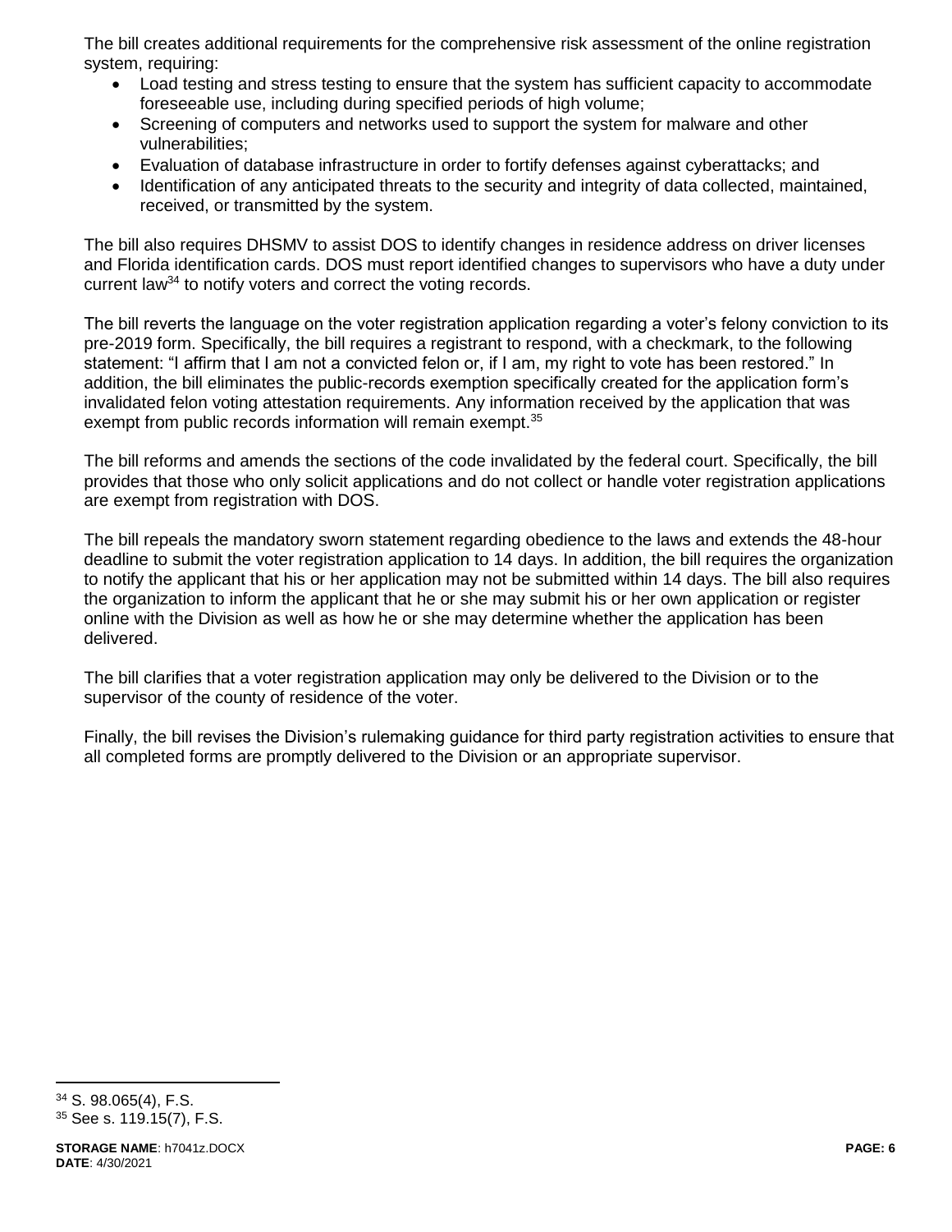The bill creates additional requirements for the comprehensive risk assessment of the online registration system, requiring:

- Load testing and stress testing to ensure that the system has sufficient capacity to accommodate foreseeable use, including during specified periods of high volume;
- Screening of computers and networks used to support the system for malware and other vulnerabilities;
- Evaluation of database infrastructure in order to fortify defenses against cyberattacks; and
- Identification of any anticipated threats to the security and integrity of data collected, maintained, received, or transmitted by the system.

The bill also requires DHSMV to assist DOS to identify changes in residence address on driver licenses and Florida identification cards. DOS must report identified changes to supervisors who have a duty under current law[34] to notify voters and correct the voting records.

The bill reverts the language on the voter registration application regarding a voter's felony conviction to its pre-2019 form. Specifically, the bill requires a registrant to respond, with a checkmark, to the following statement: "I affirm that I am not a convicted felon or, if I am, my right to vote has been restored." In addition, the bill eliminates the public-records exemption specifically created for the application form's invalidated felon voting attestation requirements. Any information received by the application that was exempt from public records information will remain exempt.[35]

The bill reforms and amends the sections of the code invalidated by the federal court. Specifically, the bill provides that those who only solicit applications and do not collect or handle voter registration applications are exempt from registration with DOS.

The bill repeals the mandatory sworn statement regarding obedience to the laws and extends the 48-hour deadline to submit the voter registration application to 14 days. In addition, the bill requires the organization to notify the applicant that his or her application may not be submitted within 14 days. The bill also requires the organization to inform the applicant that he or she may submit his or her own application or register online with the Division as well as how he or she may determine whether the application has been delivered.

The bill clarifies that a voter registration application may only be delivered to the Division or to the supervisor of the county of residence of the voter.

Finally, the bill revises the Division's rulemaking guidance for third party registration activities to ensure that all completed forms are promptly delivered to the Division or an appropriate supervisor.

[34] S. 98.065(4), F.S.

[35] See s. 119.15(7), F.S.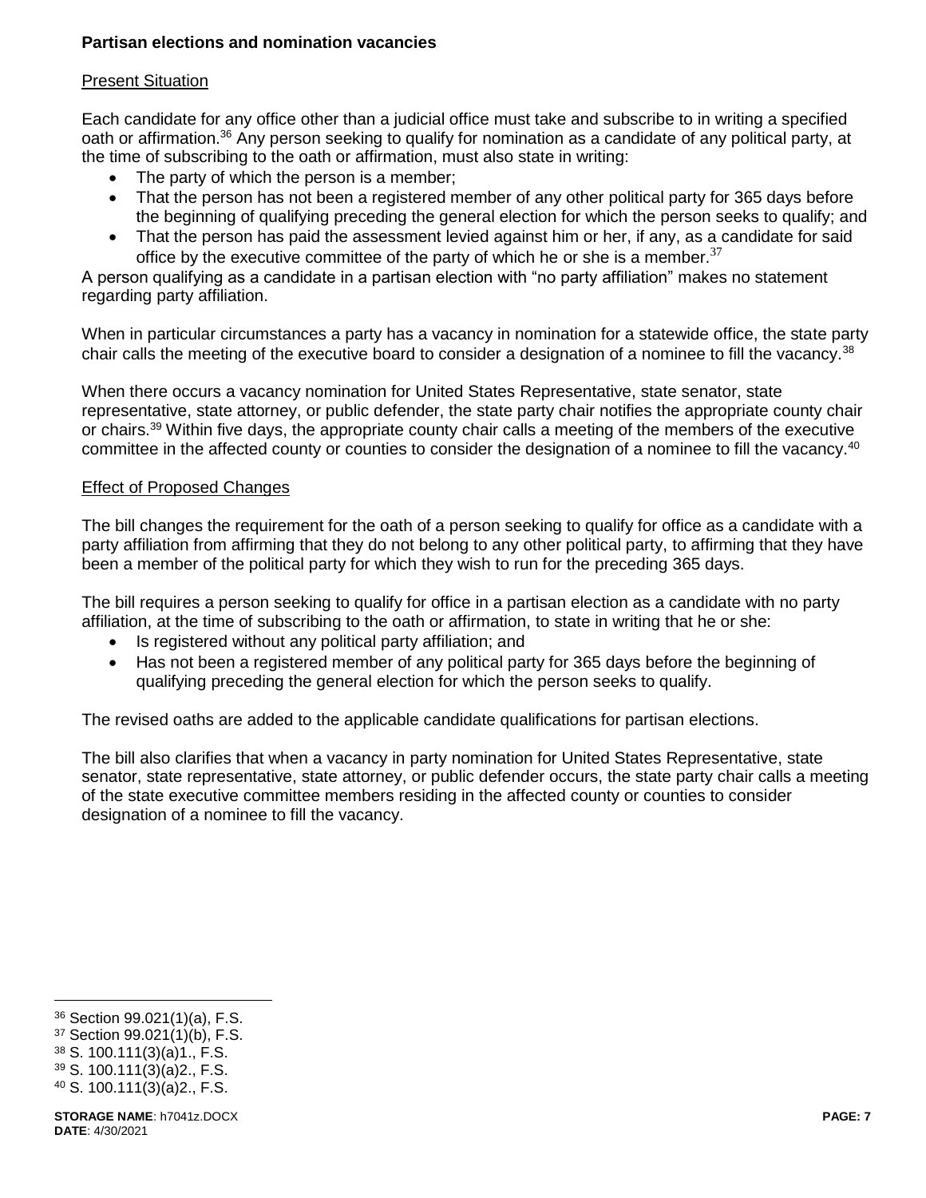**Partisan elections and nomination vacancies**

Present Situation

Each candidate for any office other than a judicial office must take and subscribe to in writing a specified oath or affirmation.[36] Any person seeking to qualify for nomination as a candidate of any political party, at the time of subscribing to the oath or affirmation, must also state in writing:

- The party of which the person is a member;
- That the person has not been a registered member of any other political party for 365 days before the beginning of qualifying preceding the general election for which the person seeks to qualify; and
- That the person has paid the assessment levied against him or her, if any, as a candidate for said office by the executive committee of the party of which he or she is a member.[37]

A person qualifying as a candidate in a partisan election with "no party affiliation" makes no statement regarding party affiliation.

When in particular circumstances a party has a vacancy in nomination for a statewide office, the state party chair calls the meeting of the executive board to consider a designation of a nominee to fill the vacancy.[38]

When there occurs a vacancy nomination for United States Representative, state senator, state representative, state attorney, or public defender, the state party chair notifies the appropriate county chair or chairs.[39] Within five days, the appropriate county chair calls a meeting of the members of the executive committee in the affected county or counties to consider the designation of a nominee to fill the vacancy.[40]

Effect of Proposed Changes

The bill changes the requirement for the oath of a person seeking to qualify for office as a candidate with a party affiliation from affirming that they do not belong to any other political party, to affirming that they have been a member of the political party for which they wish to run for the preceding 365 days.

The bill requires a person seeking to qualify for office in a partisan election as a candidate with no party affiliation, at the time of subscribing to the oath or affirmation, to state in writing that he or she:

- Is registered without any political party affiliation; and
- Has not been a registered member of any political party for 365 days before the beginning of qualifying preceding the general election for which the person seeks to qualify.

The revised oaths are added to the applicable candidate qualifications for partisan elections.

The bill also clarifies that when a vacancy in party nomination for United States Representative, state senator, state representative, state attorney, or public defender occurs, the state party chair calls a meeting of the state executive committee members residing in the affected county or counties to consider designation of a nominee to fill the vacancy.

---

[36] Section 99.021(1)(a), F.S.
[37] Section 99.021(1)(b), F.S.
[38] S. 100.111(3)(a)1., F.S.
[39] S. 100.111(3)(a)2., F.S.
[40] S. 100.111(3)(a)2., F.S.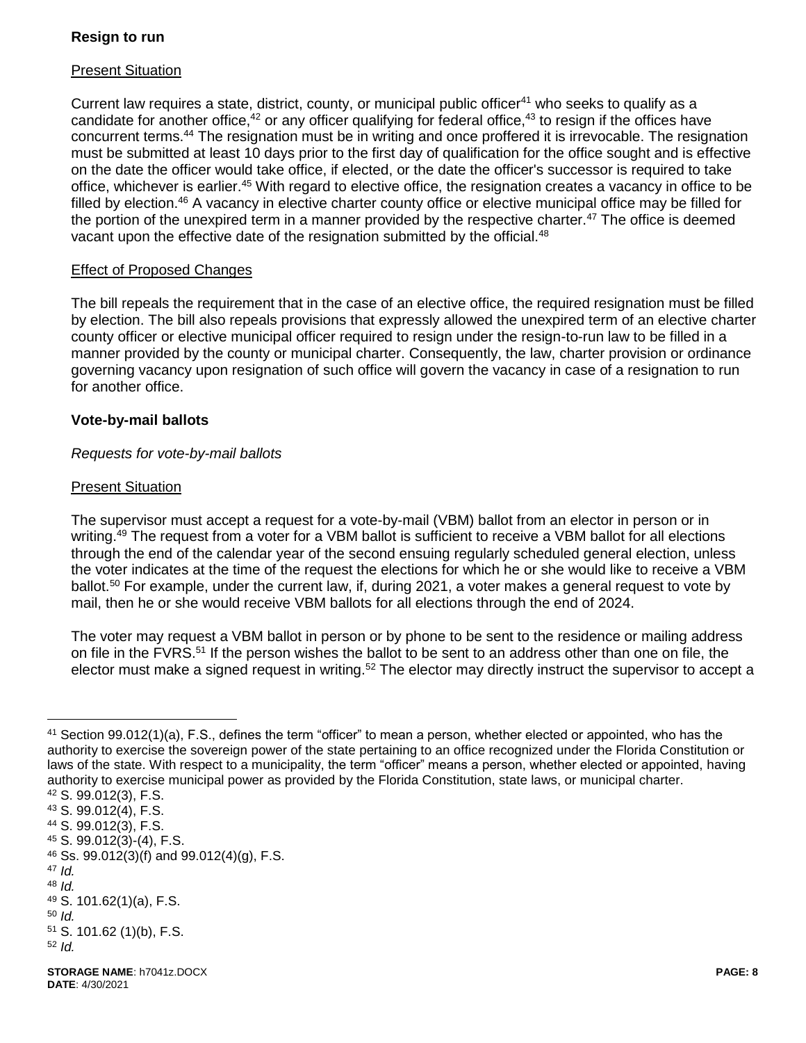**Resign to run**

Present Situation

Current law requires a state, district, county, or municipal public officer[41] who seeks to qualify as a candidate for another office,[42] or any officer qualifying for federal office,[43] to resign if the offices have concurrent terms.[44] The resignation must be in writing and once proffered it is irrevocable. The resignation must be submitted at least 10 days prior to the first day of qualification for the office sought and is effective on the date the officer would take office, if elected, or the date the officer's successor is required to take office, whichever is earlier.[45] With regard to elective office, the resignation creates a vacancy in office to be filled by election.[46] A vacancy in elective charter county office or elective municipal office may be filled for the portion of the unexpired term in a manner provided by the respective charter.[47] The office is deemed vacant upon the effective date of the resignation submitted by the official.[48]

Effect of Proposed Changes

The bill repeals the requirement that in the case of an elective office, the required resignation must be filled by election. The bill also repeals provisions that expressly allowed the unexpired term of an elective charter county officer or elective municipal officer required to resign under the resign-to-run law to be filled in a manner provided by the county or municipal charter. Consequently, the law, charter provision or ordinance governing vacancy upon resignation of such office will govern the vacancy in case of a resignation to run for another office.

**Vote-by-mail ballots**

*Requests for vote-by-mail ballots*

Present Situation

The supervisor must accept a request for a vote-by-mail (VBM) ballot from an elector in person or in writing.[49] The request from a voter for a VBM ballot is sufficient to receive a VBM ballot for all elections through the end of the calendar year of the second ensuing regularly scheduled general election, unless the voter indicates at the time of the request the elections for which he or she would like to receive a VBM ballot.[50] For example, under the current law, if, during 2021, a voter makes a general request to vote by mail, then he or she would receive VBM ballots for all elections through the end of 2024.

The voter may request a VBM ballot in person or by phone to be sent to the residence or mailing address on file in the FVRS.[51] If the person wishes the ballot to be sent to an address other than one on file, the elector must make a signed request in writing.[52] The elector may directly instruct the supervisor to accept a

---

[41] Section 99.012(1)(a), F.S., defines the term "officer" to mean a person, whether elected or appointed, who has the authority to exercise the sovereign power of the state pertaining to an office recognized under the Florida Constitution or laws of the state. With respect to a municipality, the term "officer" means a person, whether elected or appointed, having authority to exercise municipal power as provided by the Florida Constitution, state laws, or municipal charter.

[42] S. 99.012(3), F.S.

[43] S. 99.012(4), F.S.

[44] S. 99.012(3), F.S.

[45] S. 99.012(3)-(4), F.S.

[46] Ss. 99.012(3)(f) and 99.012(4)(g), F.S.

[47] *Id.*

[48] *Id.*

[49] S. 101.62(1)(a), F.S.

[50] *Id.*

[51] S. 101.62 (1)(b), F.S.

[52] *Id.*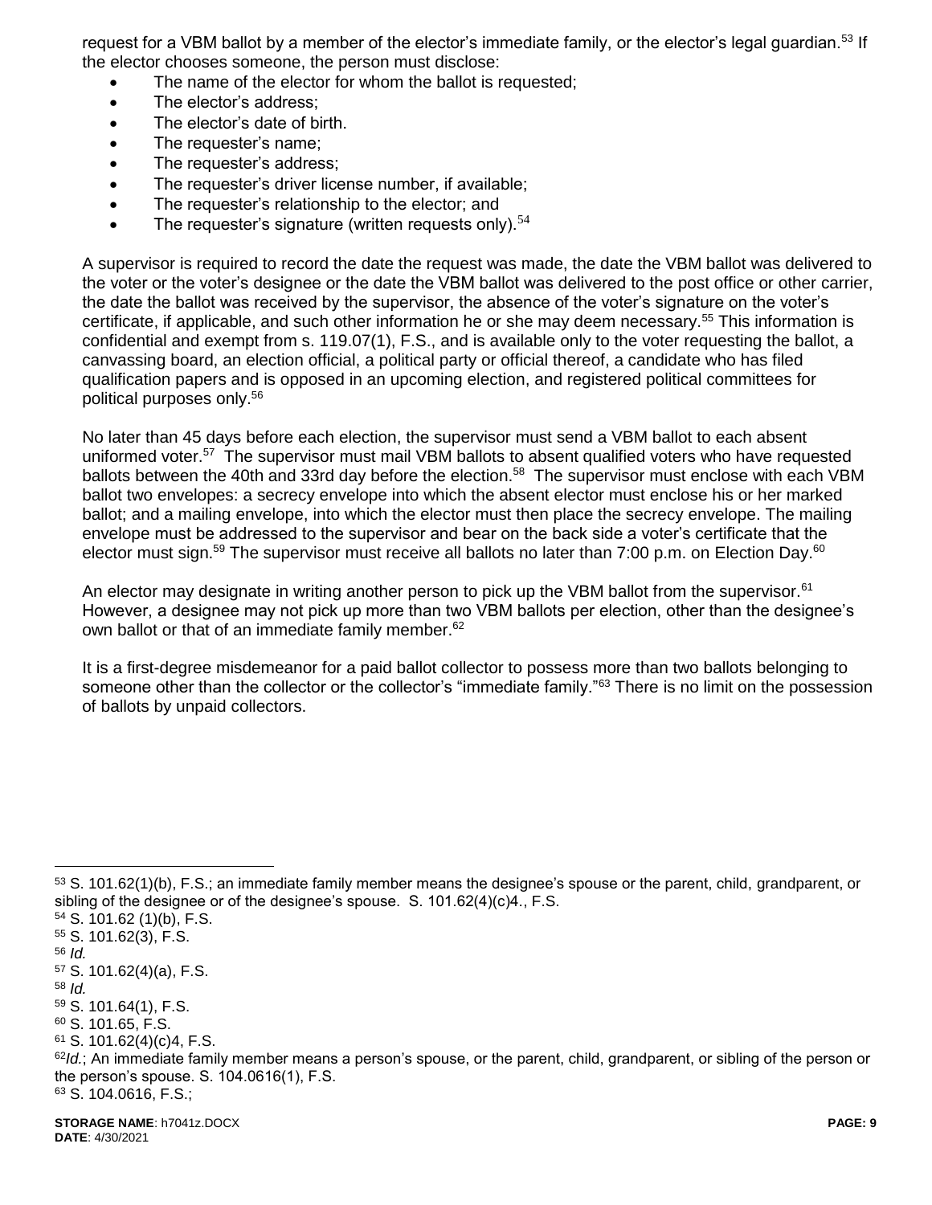request for a VBM ballot by a member of the elector's immediate family, or the elector's legal guardian.[53] If the elector chooses someone, the person must disclose:

- The name of the elector for whom the ballot is requested;
- The elector's address;
- The elector's date of birth.
- The requester's name;
- The requester's address;
- The requester's driver license number, if available;
- The requester's relationship to the elector; and
- The requester's signature (written requests only).[54]

A supervisor is required to record the date the request was made, the date the VBM ballot was delivered to the voter or the voter's designee or the date the VBM ballot was delivered to the post office or other carrier, the date the ballot was received by the supervisor, the absence of the voter's signature on the voter's certificate, if applicable, and such other information he or she may deem necessary.[55] This information is confidential and exempt from s. 119.07(1), F.S., and is available only to the voter requesting the ballot, a canvassing board, an election official, a political party or official thereof, a candidate who has filed qualification papers and is opposed in an upcoming election, and registered political committees for political purposes only.[56]

No later than 45 days before each election, the supervisor must send a VBM ballot to each absent uniformed voter.[57] The supervisor must mail VBM ballots to absent qualified voters who have requested ballots between the 40th and 33rd day before the election.[58] The supervisor must enclose with each VBM ballot two envelopes: a secrecy envelope into which the absent elector must enclose his or her marked ballot; and a mailing envelope, into which the elector must then place the secrecy envelope. The mailing envelope must be addressed to the supervisor and bear on the back side a voter's certificate that the elector must sign.[59] The supervisor must receive all ballots no later than 7:00 p.m. on Election Day.[60]

An elector may designate in writing another person to pick up the VBM ballot from the supervisor.[61] However, a designee may not pick up more than two VBM ballots per election, other than the designee's own ballot or that of an immediate family member.[62]

It is a first-degree misdemeanor for a paid ballot collector to possess more than two ballots belonging to someone other than the collector or the collector's "immediate family."[63] There is no limit on the possession of ballots by unpaid collectors.

---

[53] S. 101.62(1)(b), F.S.; an immediate family member means the designee's spouse or the parent, child, grandparent, or sibling of the designee or of the designee's spouse. S. 101.62(4)(c)4., F.S.

[54] S. 101.62 (1)(b), F.S.

[55] S. 101.62(3), F.S.

[56] *Id.*

[57] S. 101.62(4)(a), F.S.

[58] *Id.*

[59] S. 101.64(1), F.S.

[60] S. 101.65, F.S.

[61] S. 101.62(4)(c)4, F.S.

[62] *Id.*; An immediate family member means a person's spouse, or the parent, child, grandparent, or sibling of the person or the person's spouse. S. 104.0616(1), F.S.

[63] S. 104.0616, F.S.;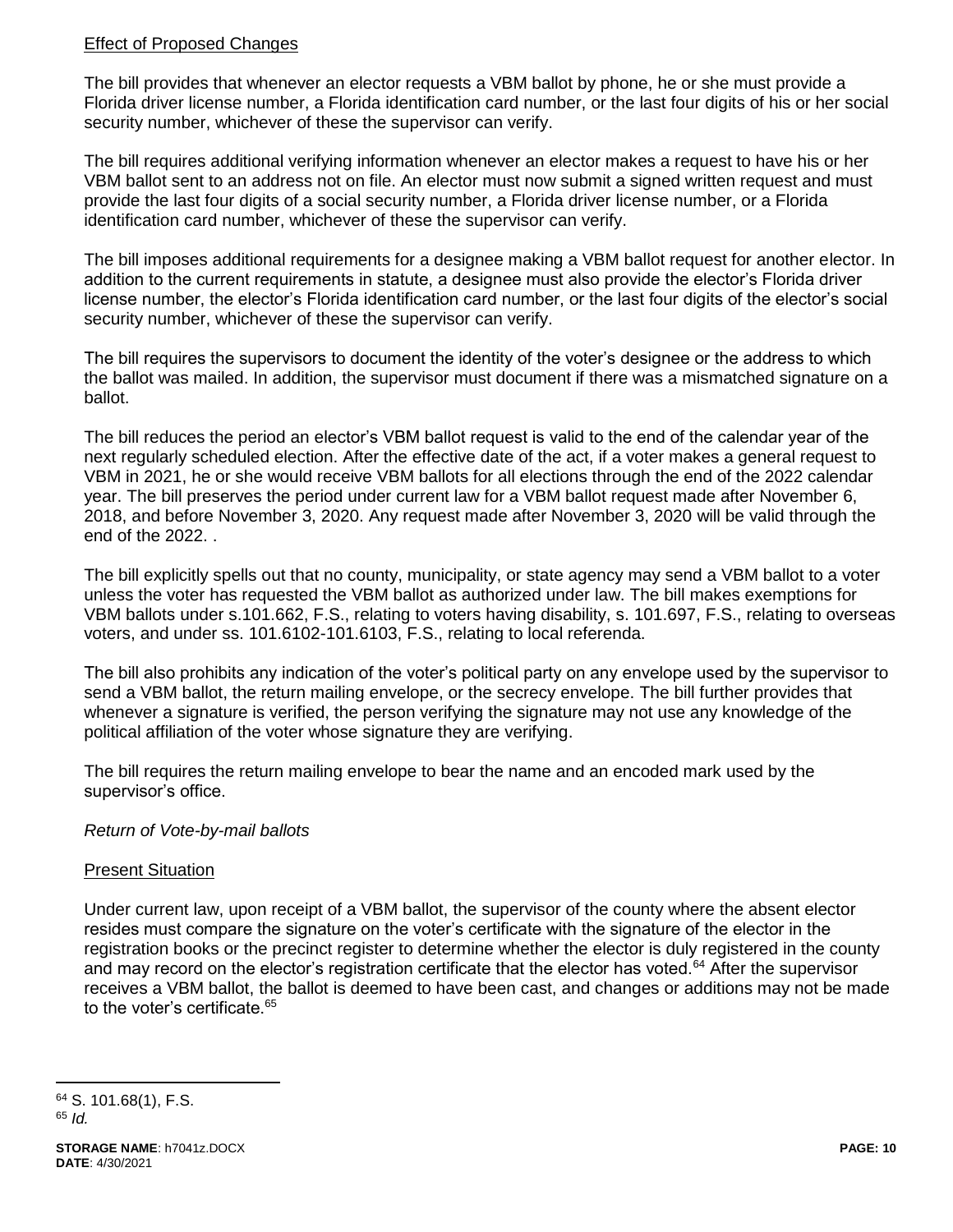Effect of Proposed Changes

The bill provides that whenever an elector requests a VBM ballot by phone, he or she must provide a Florida driver license number, a Florida identification card number, or the last four digits of his or her social security number, whichever of these the supervisor can verify.

The bill requires additional verifying information whenever an elector makes a request to have his or her VBM ballot sent to an address not on file. An elector must now submit a signed written request and must provide the last four digits of a social security number, a Florida driver license number, or a Florida identification card number, whichever of these the supervisor can verify.

The bill imposes additional requirements for a designee making a VBM ballot request for another elector. In addition to the current requirements in statute, a designee must also provide the elector's Florida driver license number, the elector's Florida identification card number, or the last four digits of the elector's social security number, whichever of these the supervisor can verify.

The bill requires the supervisors to document the identity of the voter's designee or the address to which the ballot was mailed. In addition, the supervisor must document if there was a mismatched signature on a ballot.

The bill reduces the period an elector's VBM ballot request is valid to the end of the calendar year of the next regularly scheduled election. After the effective date of the act, if a voter makes a general request to VBM in 2021, he or she would receive VBM ballots for all elections through the end of the 2022 calendar year. The bill preserves the period under current law for a VBM ballot request made after November 6, 2018, and before November 3, 2020. Any request made after November 3, 2020 will be valid through the end of the 2022. .

The bill explicitly spells out that no county, municipality, or state agency may send a VBM ballot to a voter unless the voter has requested the VBM ballot as authorized under law. The bill makes exemptions for VBM ballots under s.101.662, F.S., relating to voters having disability, s. 101.697, F.S., relating to overseas voters, and under ss. 101.6102-101.6103, F.S., relating to local referenda.

The bill also prohibits any indication of the voter's political party on any envelope used by the supervisor to send a VBM ballot, the return mailing envelope, or the secrecy envelope. The bill further provides that whenever a signature is verified, the person verifying the signature may not use any knowledge of the political affiliation of the voter whose signature they are verifying.

The bill requires the return mailing envelope to bear the name and an encoded mark used by the supervisor's office.

*Return of Vote-by-mail ballots*

Present Situation

Under current law, upon receipt of a VBM ballot, the supervisor of the county where the absent elector resides must compare the signature on the voter's certificate with the signature of the elector in the registration books or the precinct register to determine whether the elector is duly registered in the county and may record on the elector's registration certificate that the elector has voted.[64] After the supervisor receives a VBM ballot, the ballot is deemed to have been cast, and changes or additions may not be made to the voter's certificate.[65]

[64] S. 101.68(1), F.S.
[65] *Id.*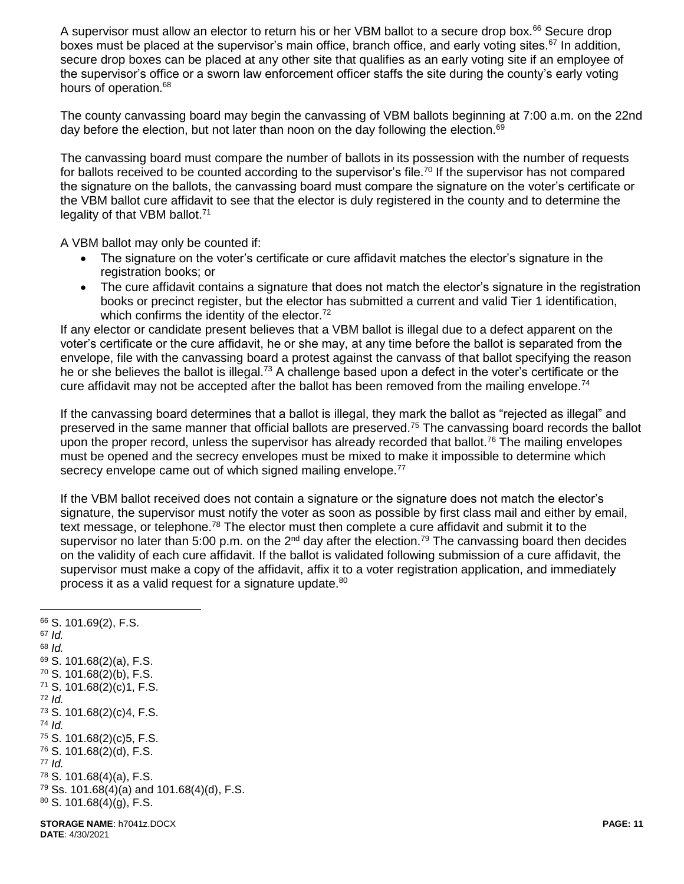A supervisor must allow an elector to return his or her VBM ballot to a secure drop box.[66] Secure drop boxes must be placed at the supervisor's main office, branch office, and early voting sites.[67] In addition, secure drop boxes can be placed at any other site that qualifies as an early voting site if an employee of the supervisor's office or a sworn law enforcement officer staffs the site during the county's early voting hours of operation.[68]

The county canvassing board may begin the canvassing of VBM ballots beginning at 7:00 a.m. on the 22nd day before the election, but not later than noon on the day following the election.[69]

The canvassing board must compare the number of ballots in its possession with the number of requests for ballots received to be counted according to the supervisor's file.[70] If the supervisor has not compared the signature on the ballots, the canvassing board must compare the signature on the voter's certificate or the VBM ballot cure affidavit to see that the elector is duly registered in the county and to determine the legality of that VBM ballot.[71]

A VBM ballot may only be counted if:

- The signature on the voter's certificate or cure affidavit matches the elector's signature in the registration books; or
- The cure affidavit contains a signature that does not match the elector's signature in the registration books or precinct register, but the elector has submitted a current and valid Tier 1 identification, which confirms the identity of the elector.[72]

If any elector or candidate present believes that a VBM ballot is illegal due to a defect apparent on the voter's certificate or the cure affidavit, he or she may, at any time before the ballot is separated from the envelope, file with the canvassing board a protest against the canvass of that ballot specifying the reason he or she believes the ballot is illegal.[73] A challenge based upon a defect in the voter's certificate or the cure affidavit may not be accepted after the ballot has been removed from the mailing envelope.[74]

If the canvassing board determines that a ballot is illegal, they mark the ballot as "rejected as illegal" and preserved in the same manner that official ballots are preserved.[75] The canvassing board records the ballot upon the proper record, unless the supervisor has already recorded that ballot.[76] The mailing envelopes must be opened and the secrecy envelopes must be mixed to make it impossible to determine which secrecy envelope came out of which signed mailing envelope.[77]

If the VBM ballot received does not contain a signature or the signature does not match the elector's signature, the supervisor must notify the voter as soon as possible by first class mail and either by email, text message, or telephone.[78] The elector must then complete a cure affidavit and submit it to the supervisor no later than 5:00 p.m. on the 2nd day after the election.[79] The canvassing board then decides on the validity of each cure affidavit. If the ballot is validated following submission of a cure affidavit, the supervisor must make a copy of the affidavit, affix it to a voter registration application, and immediately process it as a valid request for a signature update.[80]

---

[66] S. 101.69(2), F.S.
[67] *Id.*
[68] *Id.*
[69] S. 101.68(2)(a), F.S.
[70] S. 101.68(2)(b), F.S.
[71] S. 101.68(2)(c)1, F.S.
[72] *Id.*
[73] S. 101.68(2)(c)4, F.S.
[74] *Id.*
[75] S. 101.68(2)(c)5, F.S.
[76] S. 101.68(2)(d), F.S.
[77] *Id.*
[78] S. 101.68(4)(a), F.S.
[79] Ss. 101.68(4)(a) and 101.68(4)(d), F.S.
[80] S. 101.68(4)(g), F.S.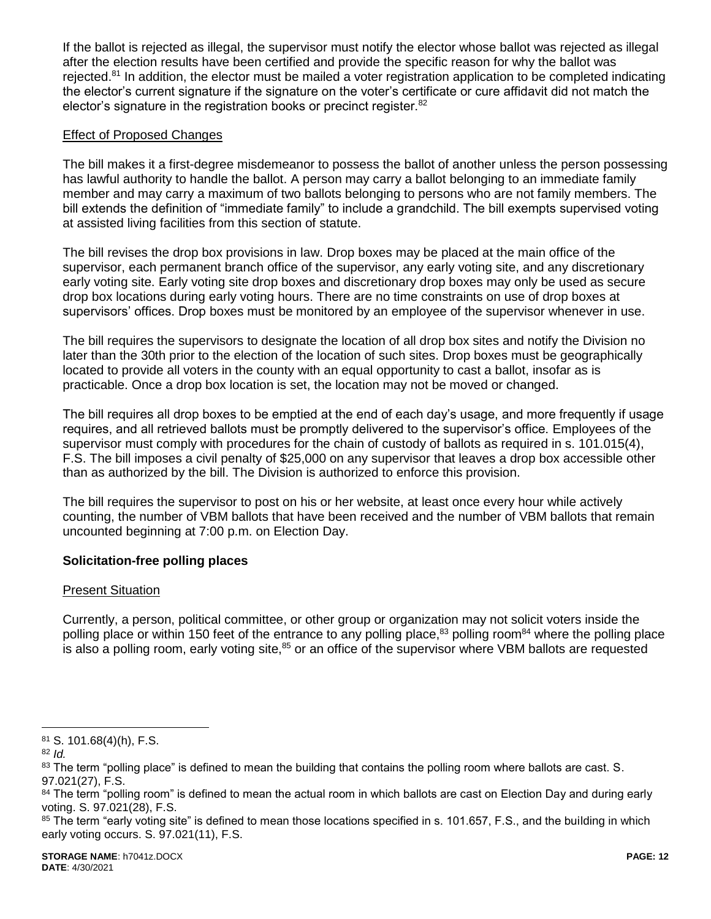If the ballot is rejected as illegal, the supervisor must notify the elector whose ballot was rejected as illegal after the election results have been certified and provide the specific reason for why the ballot was rejected.[81] In addition, the elector must be mailed a voter registration application to be completed indicating the elector's current signature if the signature on the voter's certificate or cure affidavit did not match the elector's signature in the registration books or precinct register.[82]

Effect of Proposed Changes

The bill makes it a first-degree misdemeanor to possess the ballot of another unless the person possessing has lawful authority to handle the ballot. A person may carry a ballot belonging to an immediate family member and may carry a maximum of two ballots belonging to persons who are not family members. The bill extends the definition of "immediate family" to include a grandchild. The bill exempts supervised voting at assisted living facilities from this section of statute.

The bill revises the drop box provisions in law. Drop boxes may be placed at the main office of the supervisor, each permanent branch office of the supervisor, any early voting site, and any discretionary early voting site. Early voting site drop boxes and discretionary drop boxes may only be used as secure drop box locations during early voting hours. There are no time constraints on use of drop boxes at supervisors' offices. Drop boxes must be monitored by an employee of the supervisor whenever in use.

The bill requires the supervisors to designate the location of all drop box sites and notify the Division no later than the 30th prior to the election of the location of such sites. Drop boxes must be geographically located to provide all voters in the county with an equal opportunity to cast a ballot, insofar as is practicable. Once a drop box location is set, the location may not be moved or changed.

The bill requires all drop boxes to be emptied at the end of each day's usage, and more frequently if usage requires, and all retrieved ballots must be promptly delivered to the supervisor's office. Employees of the supervisor must comply with procedures for the chain of custody of ballots as required in s. 101.015(4), F.S. The bill imposes a civil penalty of $25,000 on any supervisor that leaves a drop box accessible other than as authorized by the bill. The Division is authorized to enforce this provision.

The bill requires the supervisor to post on his or her website, at least once every hour while actively counting, the number of VBM ballots that have been received and the number of VBM ballots that remain uncounted beginning at 7:00 p.m. on Election Day.

**Solicitation-free polling places**

Present Situation

Currently, a person, political committee, or other group or organization may not solicit voters inside the polling place or within 150 feet of the entrance to any polling place,[83] polling room[84] where the polling place is also a polling room, early voting site,[85] or an office of the supervisor where VBM ballots are requested

---

[81] S. 101.68(4)(h), F.S.

[82] *Id.*

[83] The term "polling place" is defined to mean the building that contains the polling room where ballots are cast. S. 97.021(27), F.S.

[84] The term "polling room" is defined to mean the actual room in which ballots are cast on Election Day and during early voting. S. 97.021(28), F.S.

[85] The term "early voting site" is defined to mean those locations specified in s. 101.657, F.S., and the building in which early voting occurs. S. 97.021(11), F.S.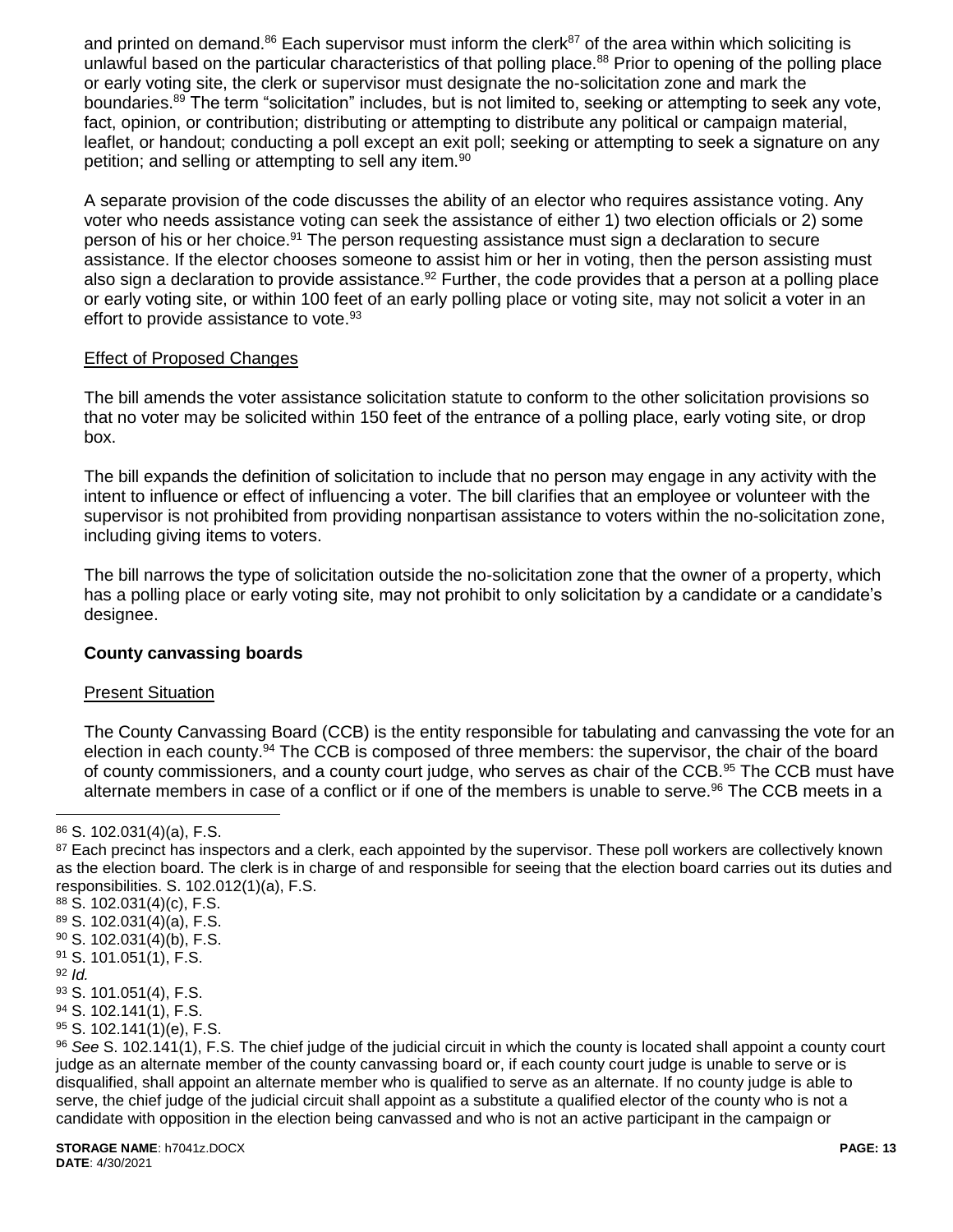and printed on demand.[86] Each supervisor must inform the clerk[87] of the area within which soliciting is unlawful based on the particular characteristics of that polling place.[88] Prior to opening of the polling place or early voting site, the clerk or supervisor must designate the no-solicitation zone and mark the boundaries.[89] The term "solicitation" includes, but is not limited to, seeking or attempting to seek any vote, fact, opinion, or contribution; distributing or attempting to distribute any political or campaign material, leaflet, or handout; conducting a poll except an exit poll; seeking or attempting to seek a signature on any petition; and selling or attempting to sell any item.[90]

A separate provision of the code discusses the ability of an elector who requires assistance voting. Any voter who needs assistance voting can seek the assistance of either 1) two election officials or 2) some person of his or her choice.[91] The person requesting assistance must sign a declaration to secure assistance. If the elector chooses someone to assist him or her in voting, then the person assisting must also sign a declaration to provide assistance.[92] Further, the code provides that a person at a polling place or early voting site, or within 100 feet of an early polling place or voting site, may not solicit a voter in an effort to provide assistance to vote.[93]

Effect of Proposed Changes

The bill amends the voter assistance solicitation statute to conform to the other solicitation provisions so that no voter may be solicited within 150 feet of the entrance of a polling place, early voting site, or drop box.

The bill expands the definition of solicitation to include that no person may engage in any activity with the intent to influence or effect of influencing a voter. The bill clarifies that an employee or volunteer with the supervisor is not prohibited from providing nonpartisan assistance to voters within the no-solicitation zone, including giving items to voters.

The bill narrows the type of solicitation outside the no-solicitation zone that the owner of a property, which has a polling place or early voting site, may not prohibit to only solicitation by a candidate or a candidate's designee.

**County canvassing boards**

Present Situation

The County Canvassing Board (CCB) is the entity responsible for tabulating and canvassing the vote for an election in each county.[94] The CCB is composed of three members: the supervisor, the chair of the board of county commissioners, and a county court judge, who serves as chair of the CCB.[95] The CCB must have alternate members in case of a conflict or if one of the members is unable to serve.[96] The CCB meets in a

---

[86] S. 102.031(4)(a), F.S.

[87] Each precinct has inspectors and a clerk, each appointed by the supervisor. These poll workers are collectively known as the election board. The clerk is in charge of and responsible for seeing that the election board carries out its duties and responsibilities. S. 102.012(1)(a), F.S.

[88] S. 102.031(4)(c), F.S.

[89] S. 102.031(4)(a), F.S.

[90] S. 102.031(4)(b), F.S.

[91] S. 101.051(1), F.S.

[92] *Id.*

[93] S. 101.051(4), F.S.

[94] S. 102.141(1), F.S.

[95] S. 102.141(1)(e), F.S.

[96] *See* S. 102.141(1), F.S. The chief judge of the judicial circuit in which the county is located shall appoint a county court judge as an alternate member of the county canvassing board or, if each county court judge is unable to serve or is disqualified, shall appoint an alternate member who is qualified to serve as an alternate. If no county judge is able to serve, the chief judge of the judicial circuit shall appoint as a substitute a qualified elector of the county who is not a candidate with opposition in the election being canvassed and who is not an active participant in the campaign or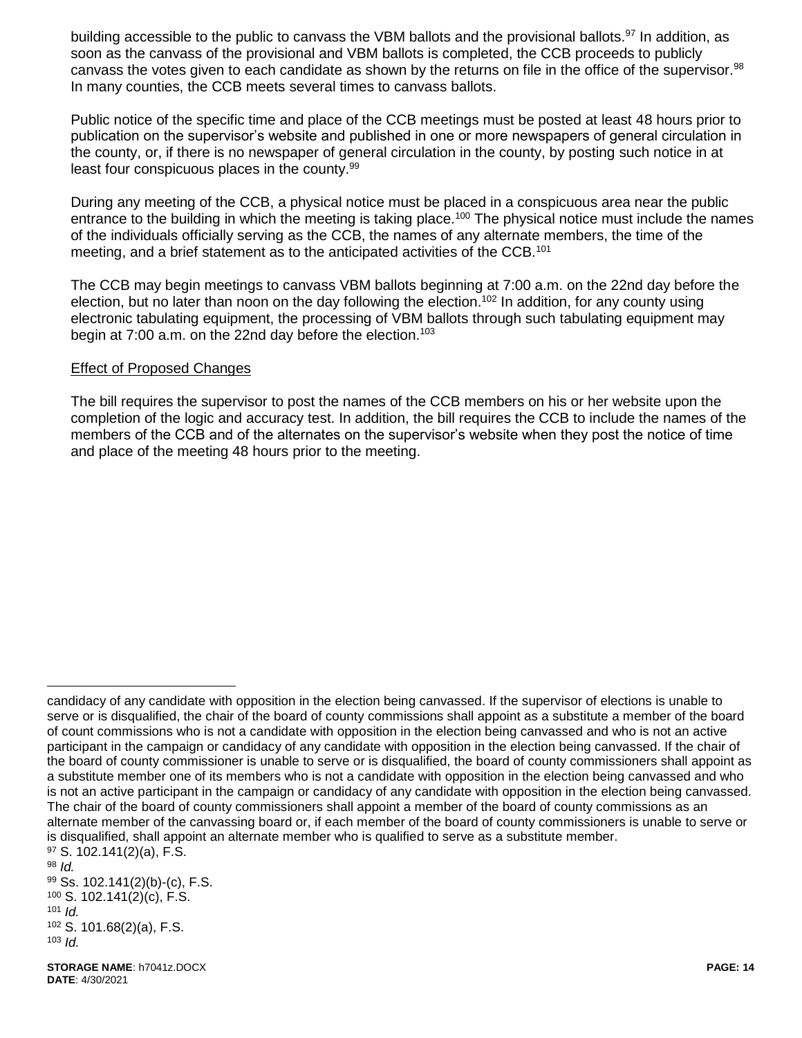building accessible to the public to canvass the VBM ballots and the provisional ballots.[97] In addition, as soon as the canvass of the provisional and VBM ballots is completed, the CCB proceeds to publicly canvass the votes given to each candidate as shown by the returns on file in the office of the supervisor.[98] In many counties, the CCB meets several times to canvass ballots.

Public notice of the specific time and place of the CCB meetings must be posted at least 48 hours prior to publication on the supervisor's website and published in one or more newspapers of general circulation in the county, or, if there is no newspaper of general circulation in the county, by posting such notice in at least four conspicuous places in the county.[99]

During any meeting of the CCB, a physical notice must be placed in a conspicuous area near the public entrance to the building in which the meeting is taking place.[100] The physical notice must include the names of the individuals officially serving as the CCB, the names of any alternate members, the time of the meeting, and a brief statement as to the anticipated activities of the CCB.[101]

The CCB may begin meetings to canvass VBM ballots beginning at 7:00 a.m. on the 22nd day before the election, but no later than noon on the day following the election.[102] In addition, for any county using electronic tabulating equipment, the processing of VBM ballots through such tabulating equipment may begin at 7:00 a.m. on the 22nd day before the election.[103]

<u>Effect of Proposed Changes</u>

The bill requires the supervisor to post the names of the CCB members on his or her website upon the completion of the logic and accuracy test. In addition, the bill requires the CCB to include the names of the members of the CCB and of the alternates on the supervisor's website when they post the notice of time and place of the meeting 48 hours prior to the meeting.

---

candidacy of any candidate with opposition in the election being canvassed. If the supervisor of elections is unable to serve or is disqualified, the chair of the board of county commissions shall appoint as a substitute a member of the board of count commissions who is not a candidate with opposition in the election being canvassed and who is not an active participant in the campaign or candidacy of any candidate with opposition in the election being canvassed. If the chair of the board of county commissioner is unable to serve or is disqualified, the board of county commissioners shall appoint as a substitute member one of its members who is not a candidate with opposition in the election being canvassed and who is not an active participant in the campaign or candidacy of any candidate with opposition in the election being canvassed. The chair of the board of county commissioners shall appoint a member of the board of county commissions as an alternate member of the canvassing board or, if each member of the board of county commissioners is unable to serve or is disqualified, shall appoint an alternate member who is qualified to serve as a substitute member.

[97] S. 102.141(2)(a), F.S.

[98] *Id.*

[99] Ss. 102.141(2)(b)-(c), F.S.

[100] S. 102.141(2)(c), F.S.

[101] *Id.*

[102] S. 101.68(2)(a), F.S.

[103] *Id.*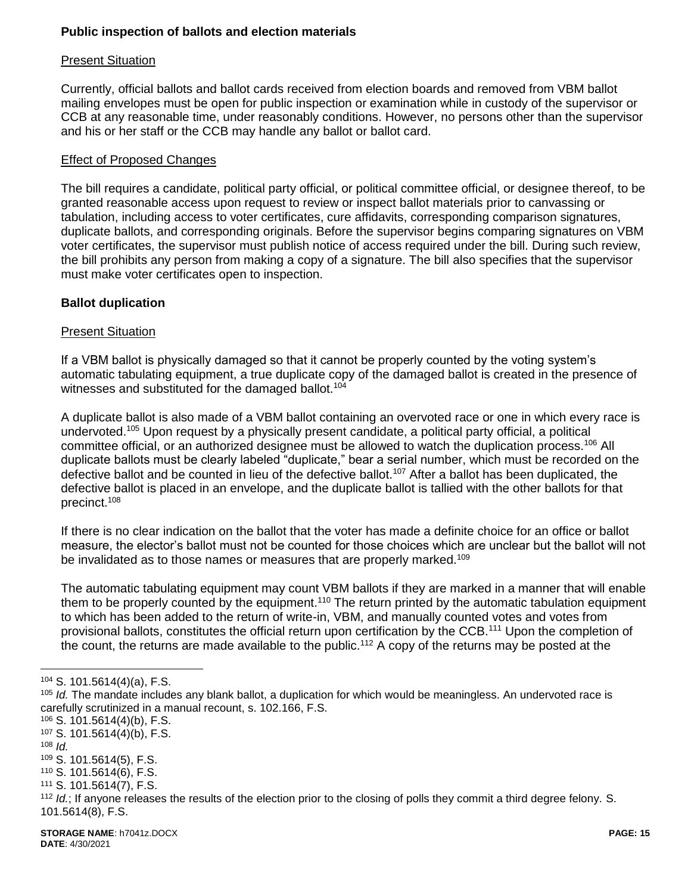**Public inspection of ballots and election materials**

Present Situation

Currently, official ballots and ballot cards received from election boards and removed from VBM ballot mailing envelopes must be open for public inspection or examination while in custody of the supervisor or CCB at any reasonable time, under reasonably conditions. However, no persons other than the supervisor and his or her staff or the CCB may handle any ballot or ballot card.

Effect of Proposed Changes

The bill requires a candidate, political party official, or political committee official, or designee thereof, to be granted reasonable access upon request to review or inspect ballot materials prior to canvassing or tabulation, including access to voter certificates, cure affidavits, corresponding comparison signatures, duplicate ballots, and corresponding originals. Before the supervisor begins comparing signatures on VBM voter certificates, the supervisor must publish notice of access required under the bill. During such review, the bill prohibits any person from making a copy of a signature. The bill also specifies that the supervisor must make voter certificates open to inspection.

**Ballot duplication**

Present Situation

If a VBM ballot is physically damaged so that it cannot be properly counted by the voting system's automatic tabulating equipment, a true duplicate copy of the damaged ballot is created in the presence of witnesses and substituted for the damaged ballot.[104]

A duplicate ballot is also made of a VBM ballot containing an overvoted race or one in which every race is undervoted.[105] Upon request by a physically present candidate, a political party official, a political committee official, or an authorized designee must be allowed to watch the duplication process.[106] All duplicate ballots must be clearly labeled "duplicate," bear a serial number, which must be recorded on the defective ballot and be counted in lieu of the defective ballot.[107] After a ballot has been duplicated, the defective ballot is placed in an envelope, and the duplicate ballot is tallied with the other ballots for that precinct.[108]

If there is no clear indication on the ballot that the voter has made a definite choice for an office or ballot measure, the elector's ballot must not be counted for those choices which are unclear but the ballot will not be invalidated as to those names or measures that are properly marked.[109]

The automatic tabulating equipment may count VBM ballots if they are marked in a manner that will enable them to be properly counted by the equipment.[110] The return printed by the automatic tabulation equipment to which has been added to the return of write-in, VBM, and manually counted votes and votes from provisional ballots, constitutes the official return upon certification by the CCB.[111] Upon the completion of the count, the returns are made available to the public.[112] A copy of the returns may be posted at the

---

[104] S. 101.5614(4)(a), F.S.

[105] *Id.* The mandate includes any blank ballot, a duplication for which would be meaningless. An undervoted race is carefully scrutinized in a manual recount, s. 102.166, F.S.

[106] S. 101.5614(4)(b), F.S.

[107] S. 101.5614(4)(b), F.S.

[108] *Id.*

[109] S. 101.5614(5), F.S.

[110] S. 101.5614(6), F.S.

[111] S. 101.5614(7), F.S.

[112] *Id.*; If anyone releases the results of the election prior to the closing of polls they commit a third degree felony. S. 101.5614(8), F.S.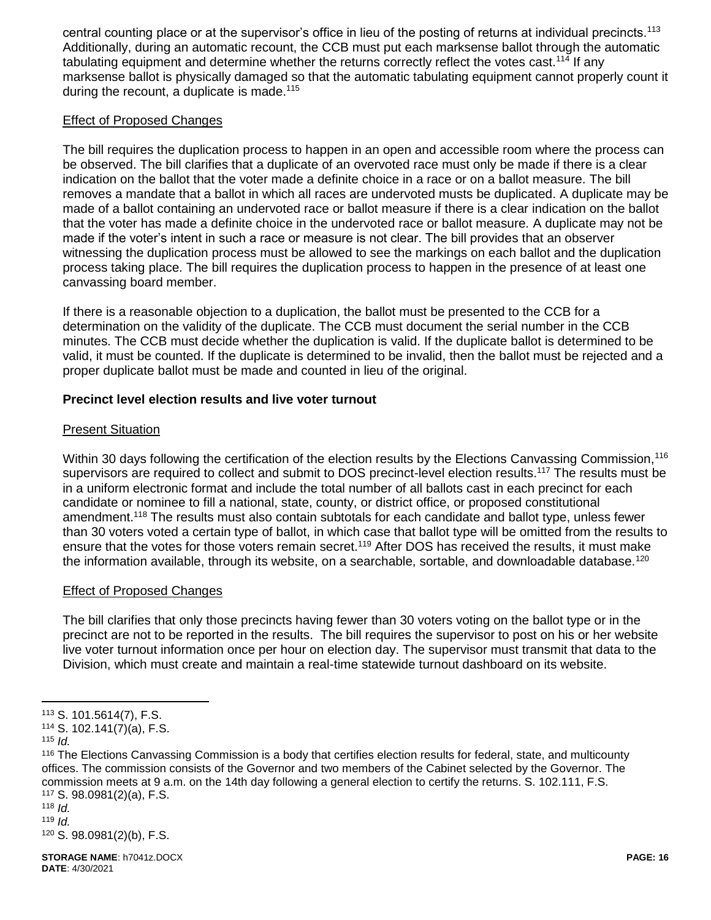central counting place or at the supervisor's office in lieu of the posting of returns at individual precincts.[113] Additionally, during an automatic recount, the CCB must put each marksense ballot through the automatic tabulating equipment and determine whether the returns correctly reflect the votes cast.[114] If any marksense ballot is physically damaged so that the automatic tabulating equipment cannot properly count it during the recount, a duplicate is made.[115]

<u>Effect of Proposed Changes</u>

The bill requires the duplication process to happen in an open and accessible room where the process can be observed. The bill clarifies that a duplicate of an overvoted race must only be made if there is a clear indication on the ballot that the voter made a definite choice in a race or on a ballot measure. The bill removes a mandate that a ballot in which all races are undervoted musts be duplicated. A duplicate may be made of a ballot containing an undervoted race or ballot measure if there is a clear indication on the ballot that the voter has made a definite choice in the undervoted race or ballot measure. A duplicate may not be made if the voter's intent in such a race or measure is not clear. The bill provides that an observer witnessing the duplication process must be allowed to see the markings on each ballot and the duplication process taking place. The bill requires the duplication process to happen in the presence of at least one canvassing board member.

If there is a reasonable objection to a duplication, the ballot must be presented to the CCB for a determination on the validity of the duplicate. The CCB must document the serial number in the CCB minutes. The CCB must decide whether the duplication is valid. If the duplicate ballot is determined to be valid, it must be counted. If the duplicate is determined to be invalid, then the ballot must be rejected and a proper duplicate ballot must be made and counted in lieu of the original.

**Precinct level election results and live voter turnout**

<u>Present Situation</u>

Within 30 days following the certification of the election results by the Elections Canvassing Commission,[116] supervisors are required to collect and submit to DOS precinct-level election results.[117] The results must be in a uniform electronic format and include the total number of all ballots cast in each precinct for each candidate or nominee to fill a national, state, county, or district office, or proposed constitutional amendment.[118] The results must also contain subtotals for each candidate and ballot type, unless fewer than 30 voters voted a certain type of ballot, in which case that ballot type will be omitted from the results to ensure that the votes for those voters remain secret.[119] After DOS has received the results, it must make the information available, through its website, on a searchable, sortable, and downloadable database.[120]

<u>Effect of Proposed Changes</u>

The bill clarifies that only those precincts having fewer than 30 voters voting on the ballot type or in the precinct are not to be reported in the results. The bill requires the supervisor to post on his or her website live voter turnout information once per hour on election day. The supervisor must transmit that data to the Division, which must create and maintain a real-time statewide turnout dashboard on its website.

---

[113] S. 101.5614(7), F.S.

[114] S. 102.141(7)(a), F.S.

[115] *Id.*

[116] The Elections Canvassing Commission is a body that certifies election results for federal, state, and multicounty offices. The commission consists of the Governor and two members of the Cabinet selected by the Governor. The commission meets at 9 a.m. on the 14th day following a general election to certify the returns. S. 102.111, F.S.

[117] S. 98.0981(2)(a), F.S.

[118] *Id.*

[119] *Id.*

[120] S. 98.0981(2)(b), F.S.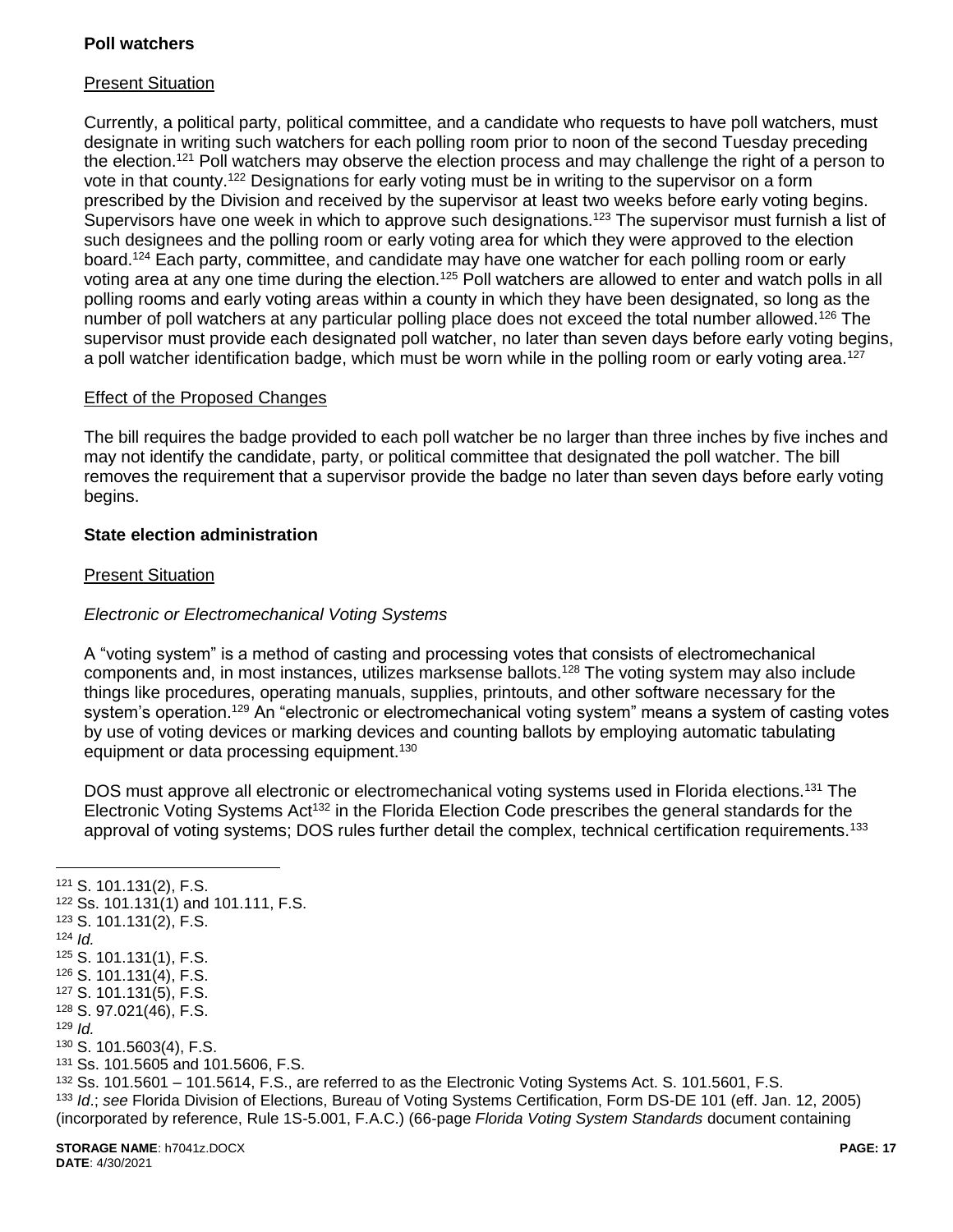**Poll watchers**

Present Situation

Currently, a political party, political committee, and a candidate who requests to have poll watchers, must designate in writing such watchers for each polling room prior to noon of the second Tuesday preceding the election.[121] Poll watchers may observe the election process and may challenge the right of a person to vote in that county.[122] Designations for early voting must be in writing to the supervisor on a form prescribed by the Division and received by the supervisor at least two weeks before early voting begins. Supervisors have one week in which to approve such designations.[123] The supervisor must furnish a list of such designees and the polling room or early voting area for which they were approved to the election board.[124] Each party, committee, and candidate may have one watcher for each polling room or early voting area at any one time during the election.[125] Poll watchers are allowed to enter and watch polls in all polling rooms and early voting areas within a county in which they have been designated, so long as the number of poll watchers at any particular polling place does not exceed the total number allowed.[126] The supervisor must provide each designated poll watcher, no later than seven days before early voting begins, a poll watcher identification badge, which must be worn while in the polling room or early voting area.[127]

Effect of the Proposed Changes

The bill requires the badge provided to each poll watcher be no larger than three inches by five inches and may not identify the candidate, party, or political committee that designated the poll watcher. The bill removes the requirement that a supervisor provide the badge no later than seven days before early voting begins.

**State election administration**

Present Situation

*Electronic or Electromechanical Voting Systems*

A "voting system" is a method of casting and processing votes that consists of electromechanical components and, in most instances, utilizes marksense ballots.[128] The voting system may also include things like procedures, operating manuals, supplies, printouts, and other software necessary for the system's operation.[129] An "electronic or electromechanical voting system" means a system of casting votes by use of voting devices or marking devices and counting ballots by employing automatic tabulating equipment or data processing equipment.[130]

DOS must approve all electronic or electromechanical voting systems used in Florida elections.[131] The Electronic Voting Systems Act[132] in the Florida Election Code prescribes the general standards for the approval of voting systems; DOS rules further detail the complex, technical certification requirements.[133]

---

[121] S. 101.131(2), F.S.
[122] Ss. 101.131(1) and 101.111, F.S.
[123] S. 101.131(2), F.S.
[124] *Id.*
[125] S. 101.131(1), F.S.
[126] S. 101.131(4), F.S.
[127] S. 101.131(5), F.S.
[128] S. 97.021(46), F.S.
[129] *Id.*
[130] S. 101.5603(4), F.S.
[131] Ss. 101.5605 and 101.5606, F.S.
[132] Ss. 101.5601 – 101.5614, F.S., are referred to as the Electronic Voting Systems Act. S. 101.5601, F.S.
[133] *Id.*; *see* Florida Division of Elections, Bureau of Voting Systems Certification, Form DS-DE 101 (eff. Jan. 12, 2005) (incorporated by reference, Rule 1S-5.001, F.A.C.) (66-page *Florida Voting System Standards* document containing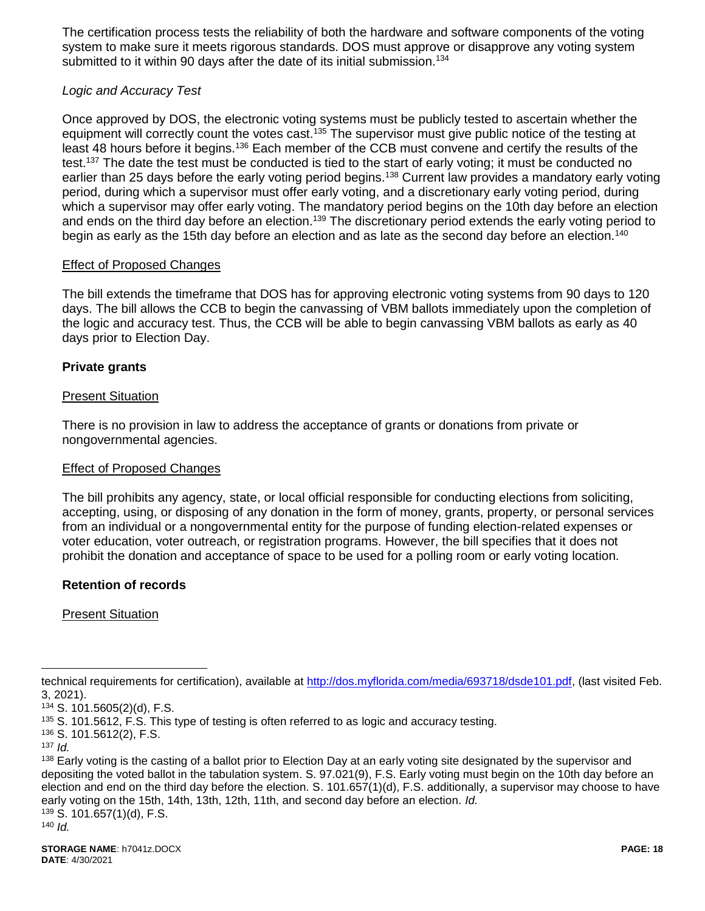The certification process tests the reliability of both the hardware and software components of the voting system to make sure it meets rigorous standards. DOS must approve or disapprove any voting system submitted to it within 90 days after the date of its initial submission.[134]

*Logic and Accuracy Test*

Once approved by DOS, the electronic voting systems must be publicly tested to ascertain whether the equipment will correctly count the votes cast.[135] The supervisor must give public notice of the testing at least 48 hours before it begins.[136] Each member of the CCB must convene and certify the results of the test.[137] The date the test must be conducted is tied to the start of early voting; it must be conducted no earlier than 25 days before the early voting period begins.[138] Current law provides a mandatory early voting period, during which a supervisor must offer early voting, and a discretionary early voting period, during which a supervisor may offer early voting. The mandatory period begins on the 10th day before an election and ends on the third day before an election.[139] The discretionary period extends the early voting period to begin as early as the 15th day before an election and as late as the second day before an election.[140]

Effect of Proposed Changes

The bill extends the timeframe that DOS has for approving electronic voting systems from 90 days to 120 days. The bill allows the CCB to begin the canvassing of VBM ballots immediately upon the completion of the logic and accuracy test. Thus, the CCB will be able to begin canvassing VBM ballots as early as 40 days prior to Election Day.

**Private grants**

Present Situation

There is no provision in law to address the acceptance of grants or donations from private or nongovernmental agencies.

Effect of Proposed Changes

The bill prohibits any agency, state, or local official responsible for conducting elections from soliciting, accepting, using, or disposing of any donation in the form of money, grants, property, or personal services from an individual or a nongovernmental entity for the purpose of funding election-related expenses or voter education, voter outreach, or registration programs. However, the bill specifies that it does not prohibit the donation and acceptance of space to be used for a polling room or early voting location.

**Retention of records**

Present Situation

---

technical requirements for certification), available at http://dos.myflorida.com/media/693718/dsde101.pdf, (last visited Feb. 3, 2021).

[134] S. 101.5605(2)(d), F.S.

[135] S. 101.5612, F.S. This type of testing is often referred to as logic and accuracy testing.

[136] S. 101.5612(2), F.S.

[137] *Id.*

[138] Early voting is the casting of a ballot prior to Election Day at an early voting site designated by the supervisor and depositing the voted ballot in the tabulation system. S. 97.021(9), F.S. Early voting must begin on the 10th day before an election and end on the third day before the election. S. 101.657(1)(d), F.S. additionally, a supervisor may choose to have early voting on the 15th, 14th, 13th, 12th, 11th, and second day before an election. *Id.*

[139] S. 101.657(1)(d), F.S.

[140] *Id.*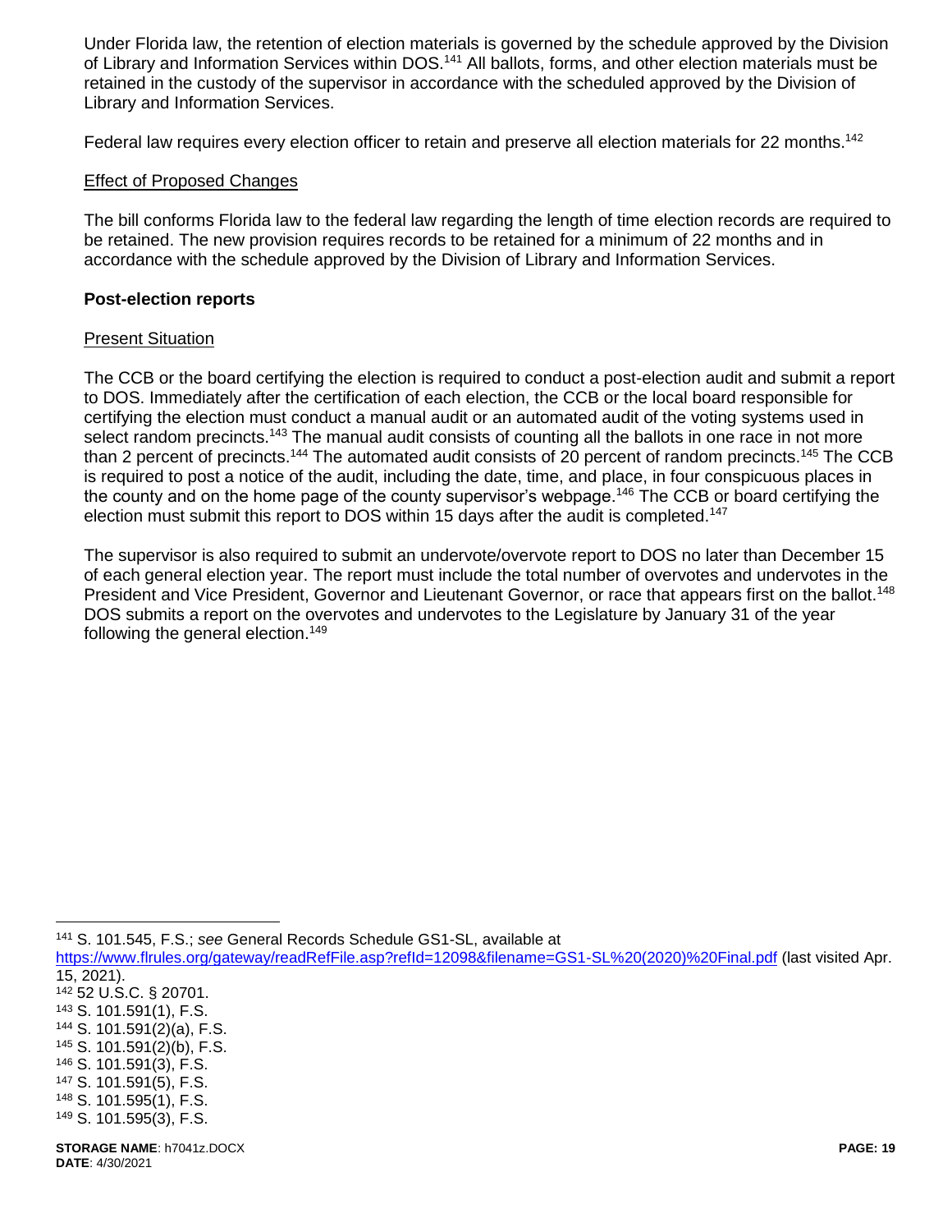Under Florida law, the retention of election materials is governed by the schedule approved by the Division of Library and Information Services within DOS.[141] All ballots, forms, and other election materials must be retained in the custody of the supervisor in accordance with the scheduled approved by the Division of Library and Information Services.

Federal law requires every election officer to retain and preserve all election materials for 22 months.[142]

Effect of Proposed Changes

The bill conforms Florida law to the federal law regarding the length of time election records are required to be retained. The new provision requires records to be retained for a minimum of 22 months and in accordance with the schedule approved by the Division of Library and Information Services.

**Post-election reports**

Present Situation

The CCB or the board certifying the election is required to conduct a post-election audit and submit a report to DOS. Immediately after the certification of each election, the CCB or the local board responsible for certifying the election must conduct a manual audit or an automated audit of the voting systems used in select random precincts.[143] The manual audit consists of counting all the ballots in one race in not more than 2 percent of precincts.[144] The automated audit consists of 20 percent of random precincts.[145] The CCB is required to post a notice of the audit, including the date, time, and place, in four conspicuous places in the county and on the home page of the county supervisor's webpage.[146] The CCB or board certifying the election must submit this report to DOS within 15 days after the audit is completed.[147]

The supervisor is also required to submit an undervote/overvote report to DOS no later than December 15 of each general election year. The report must include the total number of overvotes and undervotes in the President and Vice President, Governor and Lieutenant Governor, or race that appears first on the ballot.[148] DOS submits a report on the overvotes and undervotes to the Legislature by January 31 of the year following the general election.[149]

---

[141] S. 101.545, F.S.; *see* General Records Schedule GS1-SL, available at https://www.flrules.org/gateway/readRefFile.asp?refId=12098&filename=GS1-SL%20(2020)%20Final.pdf (last visited Apr. 15, 2021).
[142] 52 U.S.C. § 20701.
[143] S. 101.591(1), F.S.
[144] S. 101.591(2)(a), F.S.
[145] S. 101.591(2)(b), F.S.
[146] S. 101.591(3), F.S.
[147] S. 101.591(5), F.S.
[148] S. 101.595(1), F.S.
[149] S. 101.595(3), F.S.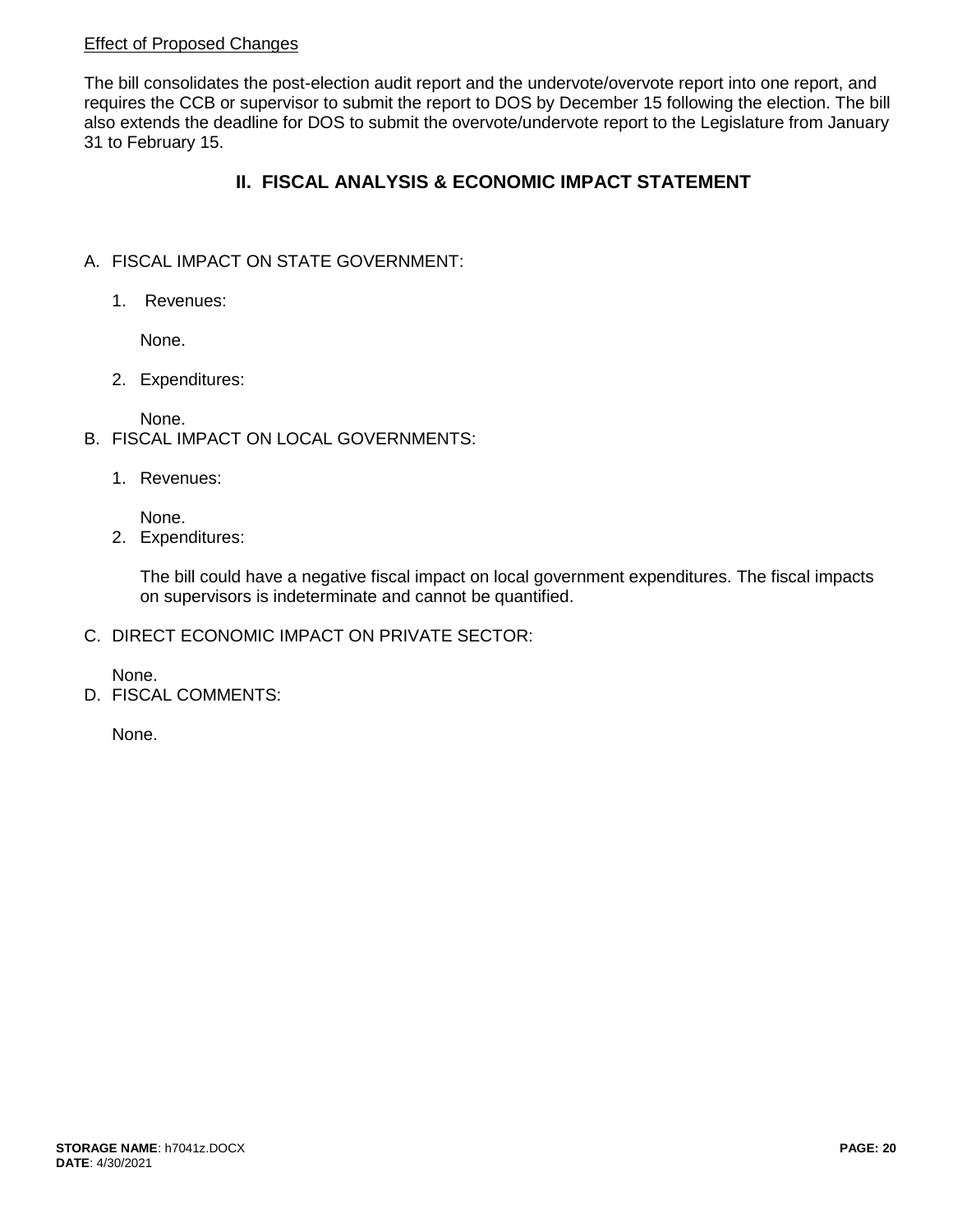Effect of Proposed Changes

The bill consolidates the post-election audit report and the undervote/overvote report into one report, and requires the CCB or supervisor to submit the report to DOS by December 15 following the election. The bill also extends the deadline for DOS to submit the overvote/undervote report to the Legislature from January 31 to February 15.

## II. FISCAL ANALYSIS & ECONOMIC IMPACT STATEMENT

A. FISCAL IMPACT ON STATE GOVERNMENT:

1. Revenues:

   None.

2. Expenditures:

   None.

B. FISCAL IMPACT ON LOCAL GOVERNMENTS:

1. Revenues:

   None.

2. Expenditures:

   The bill could have a negative fiscal impact on local government expenditures. The fiscal impacts on supervisors is indeterminate and cannot be quantified.

C. DIRECT ECONOMIC IMPACT ON PRIVATE SECTOR:

   None.

D. FISCAL COMMENTS:

   None.